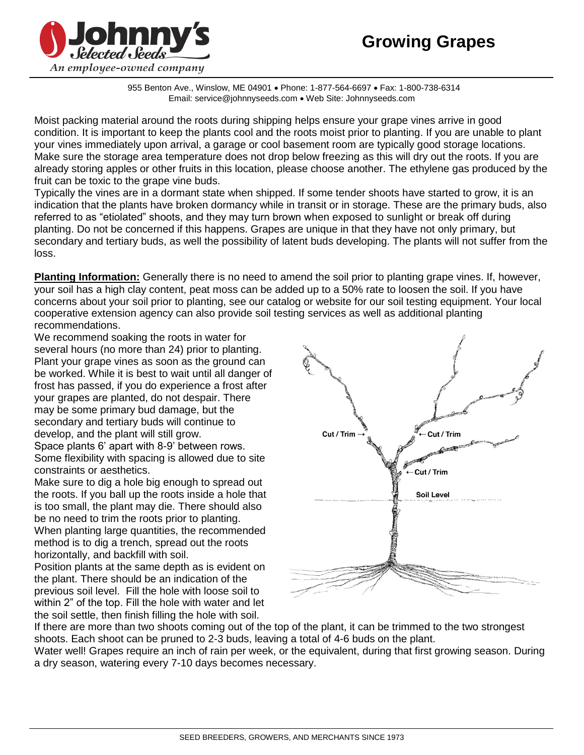# Growing Grapes

Johnny's Selected Seeds
*An employee-owned company*

955 Benton Ave., Winslow, ME 04901 • Phone: 1-877-564-6697 • Fax: 1-800-738-6314
Email: service@johnnyseeds.com • Web Site: Johnnyseeds.com

Moist packing material around the roots during shipping helps ensure your grape vines arrive in good condition. It is important to keep the plants cool and the roots moist prior to planting. If you are unable to plant your vines immediately upon arrival, a garage or cool basement room are typically good storage locations. Make sure the storage area temperature does not drop below freezing as this will dry out the roots. If you are already storing apples or other fruits in this location, please choose another. The ethylene gas produced by the fruit can be toxic to the grape vine buds.

Typically the vines are in a dormant state when shipped. If some tender shoots have started to grow, it is an indication that the plants have broken dormancy while in transit or in storage. These are the primary buds, also referred to as "etiolated" shoots, and they may turn brown when exposed to sunlight or break off during planting. Do not be concerned if this happens. Grapes are unique in that they have not only primary, but secondary and tertiary buds, as well the possibility of latent buds developing. The plants will not suffer from the loss.

**Planting Information:** Generally there is no need to amend the soil prior to planting grape vines. If, however, your soil has a high clay content, peat moss can be added up to a 50% rate to loosen the soil. If you have concerns about your soil prior to planting, see our catalog or website for our soil testing equipment. Your local cooperative extension agency can also provide soil testing services as well as additional planting recommendations.

We recommend soaking the roots in water for several hours (no more than 24) prior to planting. Plant your grape vines as soon as the ground can be worked. While it is best to wait until all danger of frost has passed, if you do experience a frost after your grapes are planted, do not despair. There may be some primary bud damage, but the secondary and tertiary buds will continue to develop, and the plant will still grow.

Space plants 6' apart with 8-9' between rows. Some flexibility with spacing is allowed due to site constraints or aesthetics.

Make sure to dig a hole big enough to spread out the roots. If you ball up the roots inside a hole that is too small, the plant may die. There should also be no need to trim the roots prior to planting.

When planting large quantities, the recommended method is to dig a trench, spread out the roots horizontally, and backfill with soil.

Position plants at the same depth as is evident on the plant. There should be an indication of the previous soil level. Fill the hole with loose soil to within 2" of the top. Fill the hole with water and let the soil settle, then finish filling the hole with soil.

Cut / Trim → ← Cut / Trim ← Cut / Trim Soil Level

If there are more than two shoots coming out of the top of the plant, it can be trimmed to the two strongest shoots. Each shoot can be pruned to 2-3 buds, leaving a total of 4-6 buds on the plant.

Water well! Grapes require an inch of rain per week, or the equivalent, during that first growing season. During a dry season, watering every 7-10 days becomes necessary.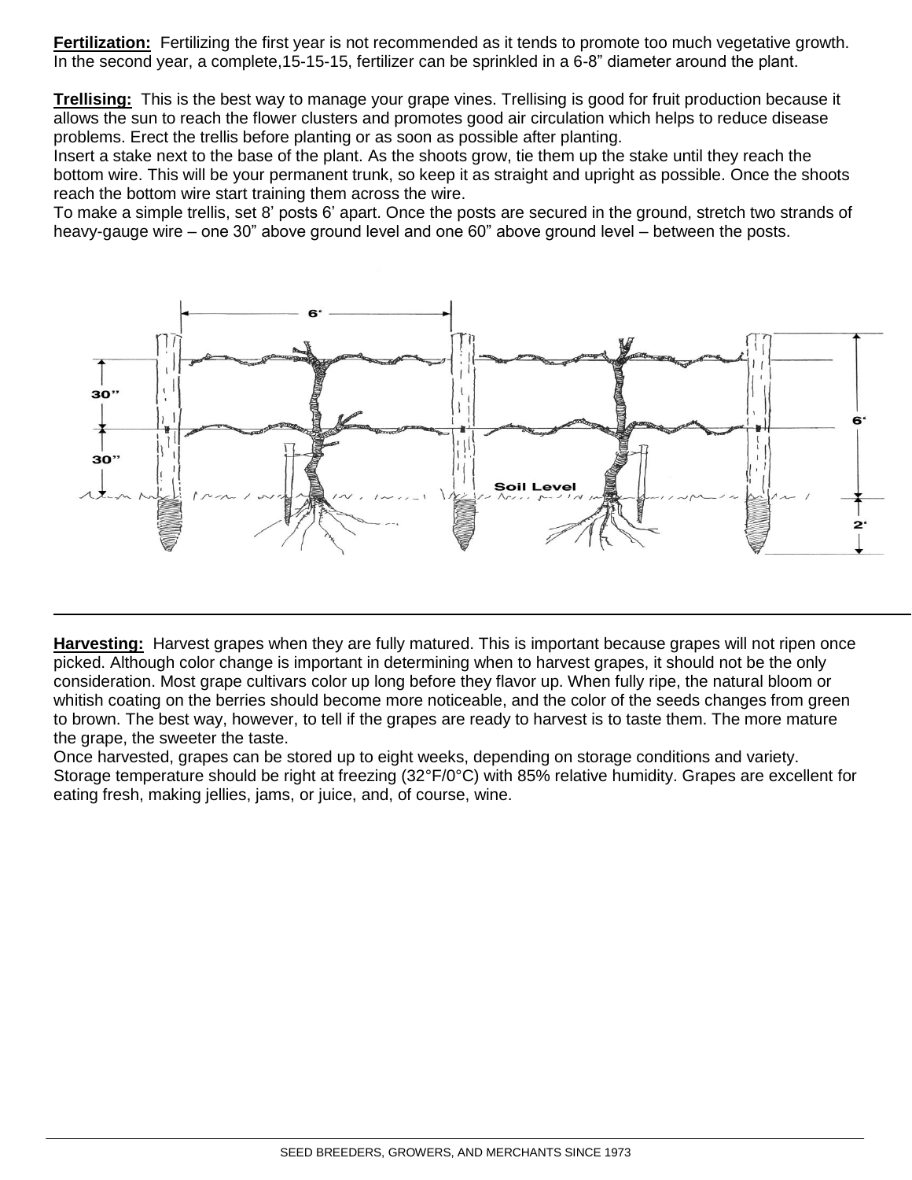**Fertilization:** Fertilizing the first year is not recommended as it tends to promote too much vegetative growth. In the second year, a complete,15-15-15, fertilizer can be sprinkled in a 6-8" diameter around the plant.

**Trellising:** This is the best way to manage your grape vines. Trellising is good for fruit production because it allows the sun to reach the flower clusters and promotes good air circulation which helps to reduce disease problems. Erect the trellis before planting or as soon as possible after planting.

Insert a stake next to the base of the plant. As the shoots grow, tie them up the stake until they reach the bottom wire. This will be your permanent trunk, so keep it as straight and upright as possible. Once the shoots reach the bottom wire start training them across the wire.

To make a simple trellis, set 8' posts 6' apart. Once the posts are secured in the ground, stretch two strands of heavy-gauge wire – one 30" above ground level and one 60" above ground level – between the posts.

6'

30"

30"

6'

Soil Level

2'

---

**Harvesting:** Harvest grapes when they are fully matured. This is important because grapes will not ripen once picked. Although color change is important in determining when to harvest grapes, it should not be the only consideration. Most grape cultivars color up long before they flavor up. When fully ripe, the natural bloom or whitish coating on the berries should become more noticeable, and the color of the seeds changes from green to brown. The best way, however, to tell if the grapes are ready to harvest is to taste them. The more mature the grape, the sweeter the taste.

Once harvested, grapes can be stored up to eight weeks, depending on storage conditions and variety. Storage temperature should be right at freezing (32°F/0°C) with 85% relative humidity. Grapes are excellent for eating fresh, making jellies, jams, or juice, and, of course, wine.